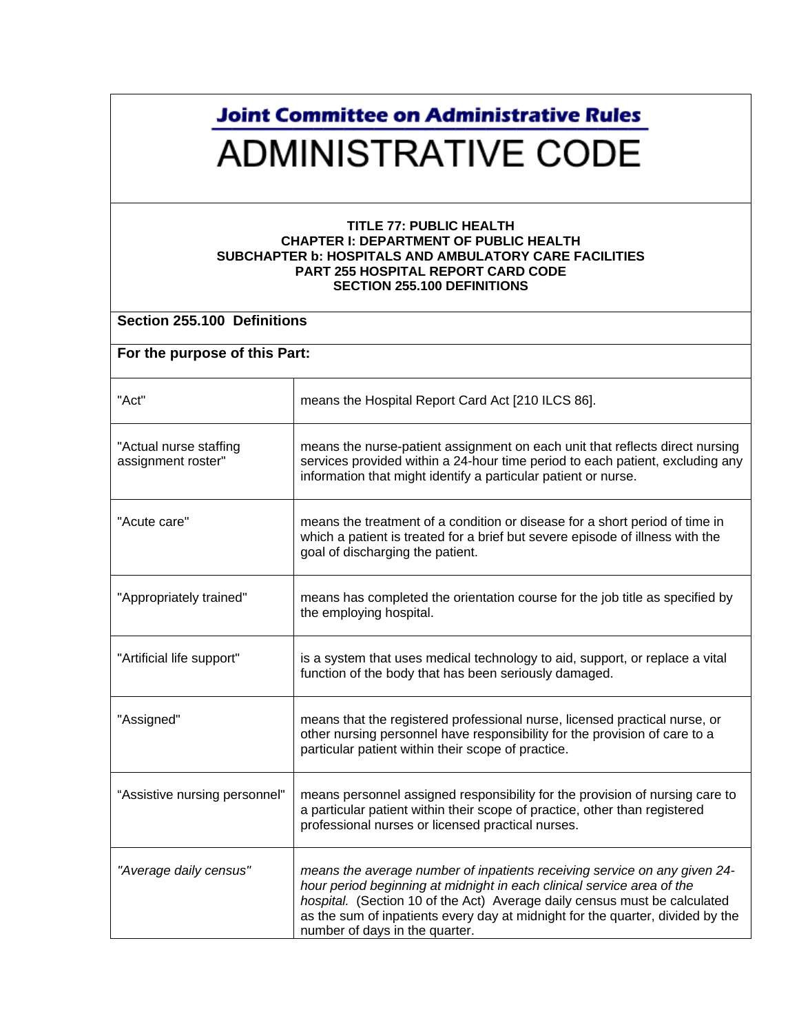# Joint Committee on Administrative Rules

# ADMINISTRATIVE CODE

**TITLE 77: PUBLIC HEALTH**
**CHAPTER I: DEPARTMENT OF PUBLIC HEALTH**
**SUBCHAPTER b: HOSPITALS AND AMBULATORY CARE FACILITIES**
**PART 255 HOSPITAL REPORT CARD CODE**
**SECTION 255.100 DEFINITIONS**

## Section 255.100 Definitions

**For the purpose of this Part:**

| | |
|---|---|
| "Act" | means the Hospital Report Card Act [210 ILCS 86]. |
| "Actual nurse staffing assignment roster" | means the nurse-patient assignment on each unit that reflects direct nursing services provided within a 24-hour time period to each patient, excluding any information that might identify a particular patient or nurse. |
| "Acute care" | means the treatment of a condition or disease for a short period of time in which a patient is treated for a brief but severe episode of illness with the goal of discharging the patient. |
| "Appropriately trained" | means has completed the orientation course for the job title as specified by the employing hospital. |
| "Artificial life support" | is a system that uses medical technology to aid, support, or replace a vital function of the body that has been seriously damaged. |
| "Assigned" | means that the registered professional nurse, licensed practical nurse, or other nursing personnel have responsibility for the provision of care to a particular patient within their scope of practice. |
| "Assistive nursing personnel" | means personnel assigned responsibility for the provision of nursing care to a particular patient within their scope of practice, other than registered professional nurses or licensed practical nurses. |
| *"Average daily census"* | *means the average number of inpatients receiving service on any given 24-hour period beginning at midnight in each clinical service area of the hospital.* (Section 10 of the Act) Average daily census must be calculated as the sum of inpatients every day at midnight for the quarter, divided by the number of days in the quarter. |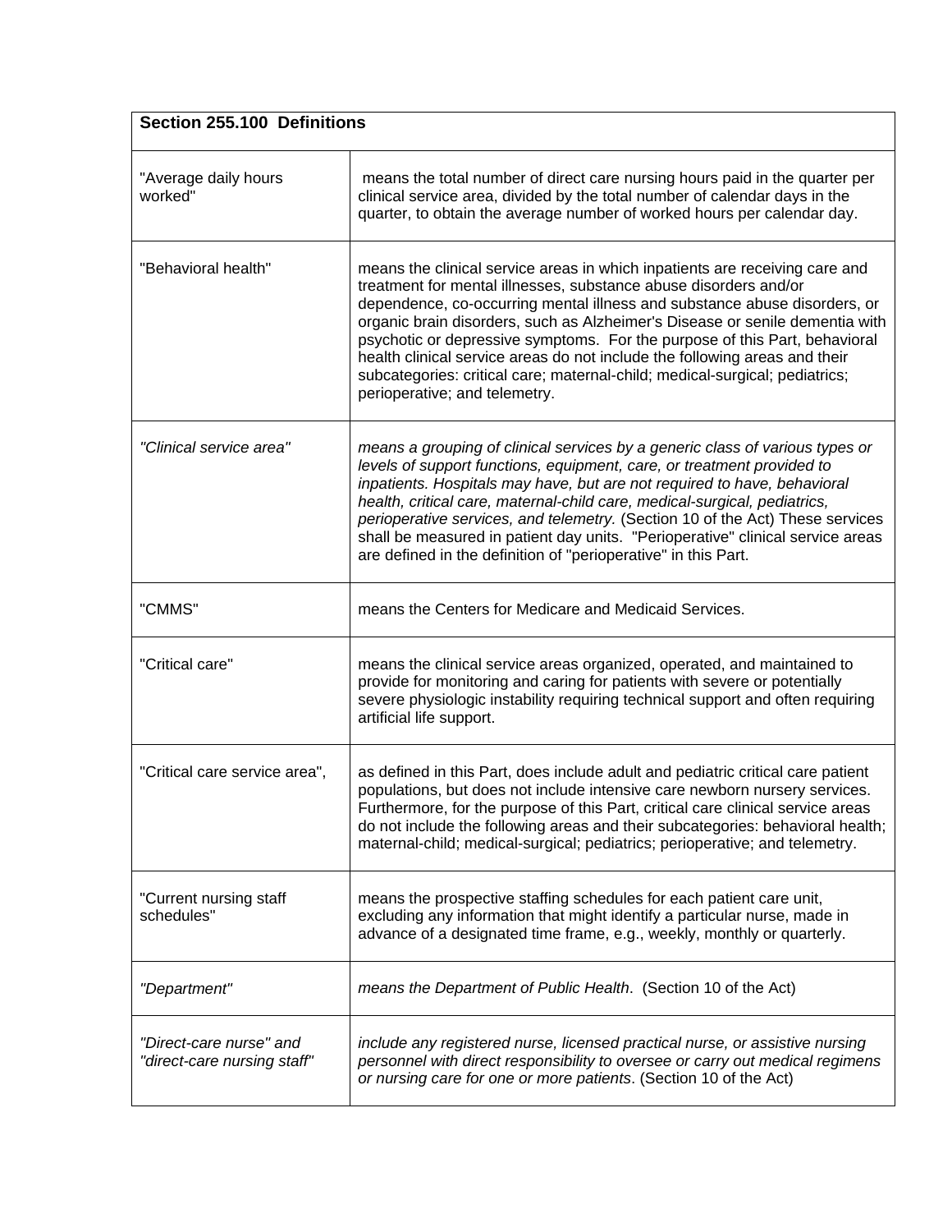| **Section 255.100 Definitions** | |
|---|---|
| "Average daily hours worked" | means the total number of direct care nursing hours paid in the quarter per clinical service area, divided by the total number of calendar days in the quarter, to obtain the average number of worked hours per calendar day. |
| "Behavioral health" | means the clinical service areas in which inpatients are receiving care and treatment for mental illnesses, substance abuse disorders and/or dependence, co-occurring mental illness and substance abuse disorders, or organic brain disorders, such as Alzheimer's Disease or senile dementia with psychotic or depressive symptoms. For the purpose of this Part, behavioral health clinical service areas do not include the following areas and their subcategories: critical care; maternal-child; medical-surgical; pediatrics; perioperative; and telemetry. |
| *"Clinical service area"* | *means a grouping of clinical services by a generic class of various types or levels of support functions, equipment, care, or treatment provided to inpatients. Hospitals may have, but are not required to have, behavioral health, critical care, maternal-child care, medical-surgical, pediatrics, perioperative services, and telemetry.* (Section 10 of the Act) These services shall be measured in patient day units. "Perioperative" clinical service areas are defined in the definition of "perioperative" in this Part. |
| "CMMS" | means the Centers for Medicare and Medicaid Services. |
| "Critical care" | means the clinical service areas organized, operated, and maintained to provide for monitoring and caring for patients with severe or potentially severe physiologic instability requiring technical support and often requiring artificial life support. |
| "Critical care service area", | as defined in this Part, does include adult and pediatric critical care patient populations, but does not include intensive care newborn nursery services. Furthermore, for the purpose of this Part, critical care clinical service areas do not include the following areas and their subcategories: behavioral health; maternal-child; medical-surgical; pediatrics; perioperative; and telemetry. |
| "Current nursing staff schedules" | means the prospective staffing schedules for each patient care unit, excluding any information that might identify a particular nurse, made in advance of a designated time frame, e.g., weekly, monthly or quarterly. |
| *"Department"* | *means the Department of Public Health*. (Section 10 of the Act) |
| *"Direct-care nurse" and "direct-care nursing staff"* | *include any registered nurse, licensed practical nurse, or assistive nursing personnel with direct responsibility to oversee or carry out medical regimens or nursing care for one or more patients*. (Section 10 of the Act) |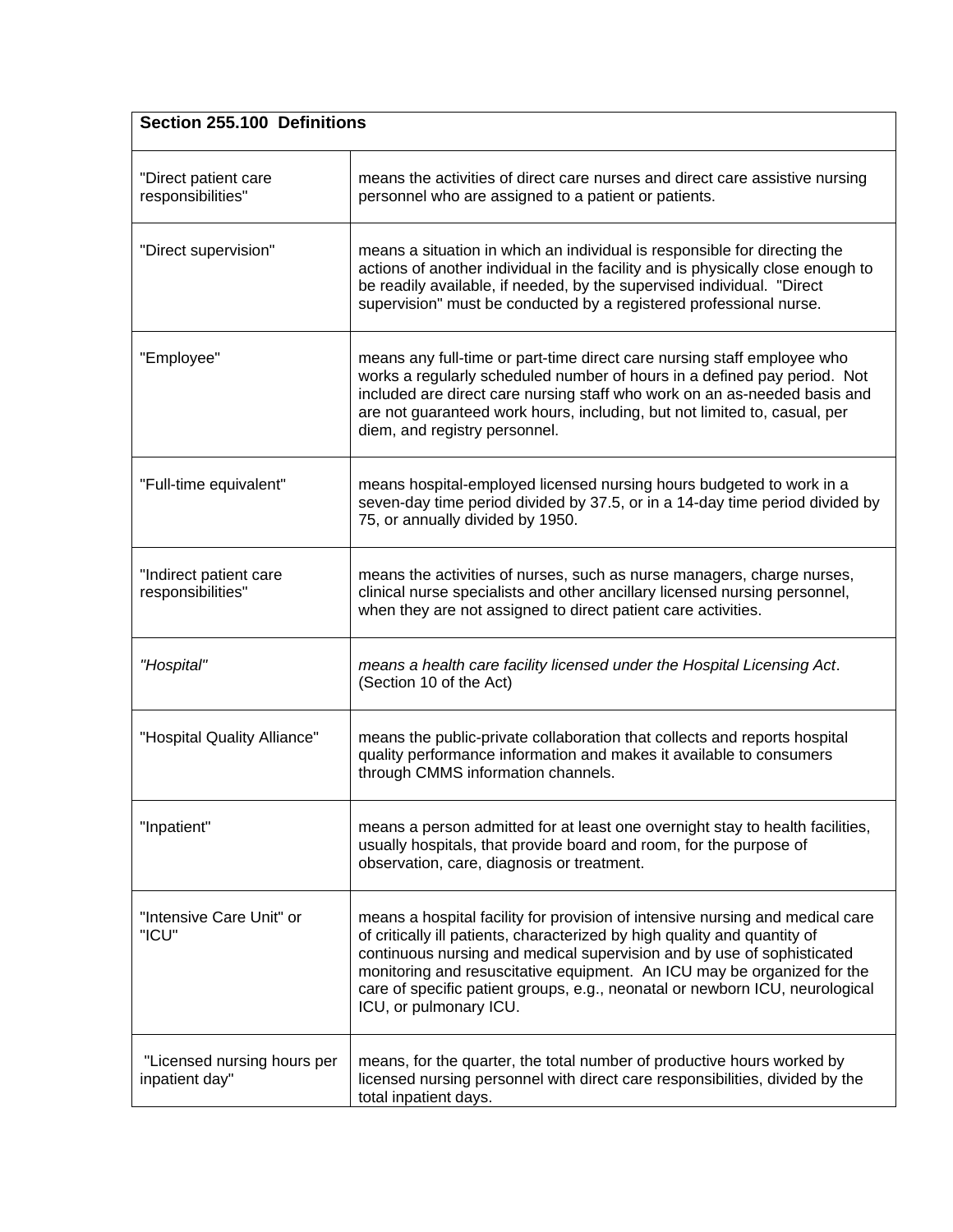| **Section 255.100 Definitions** | |
|---|---|
| "Direct patient care responsibilities" | means the activities of direct care nurses and direct care assistive nursing personnel who are assigned to a patient or patients. |
| "Direct supervision" | means a situation in which an individual is responsible for directing the actions of another individual in the facility and is physically close enough to be readily available, if needed, by the supervised individual. "Direct supervision" must be conducted by a registered professional nurse. |
| "Employee" | means any full-time or part-time direct care nursing staff employee who works a regularly scheduled number of hours in a defined pay period. Not included are direct care nursing staff who work on an as-needed basis and are not guaranteed work hours, including, but not limited to, casual, per diem, and registry personnel. |
| "Full-time equivalent" | means hospital-employed licensed nursing hours budgeted to work in a seven-day time period divided by 37.5, or in a 14-day time period divided by 75, or annually divided by 1950. |
| "Indirect patient care responsibilities" | means the activities of nurses, such as nurse managers, charge nurses, clinical nurse specialists and other ancillary licensed nursing personnel, when they are not assigned to direct patient care activities. |
| *"Hospital"* | *means a health care facility licensed under the Hospital Licensing Act*. (Section 10 of the Act) |
| "Hospital Quality Alliance" | means the public-private collaboration that collects and reports hospital quality performance information and makes it available to consumers through CMMS information channels. |
| "Inpatient" | means a person admitted for at least one overnight stay to health facilities, usually hospitals, that provide board and room, for the purpose of observation, care, diagnosis or treatment. |
| "Intensive Care Unit" or "ICU" | means a hospital facility for provision of intensive nursing and medical care of critically ill patients, characterized by high quality and quantity of continuous nursing and medical supervision and by use of sophisticated monitoring and resuscitative equipment. An ICU may be organized for the care of specific patient groups, e.g., neonatal or newborn ICU, neurological ICU, or pulmonary ICU. |
| "Licensed nursing hours per inpatient day" | means, for the quarter, the total number of productive hours worked by licensed nursing personnel with direct care responsibilities, divided by the total inpatient days. |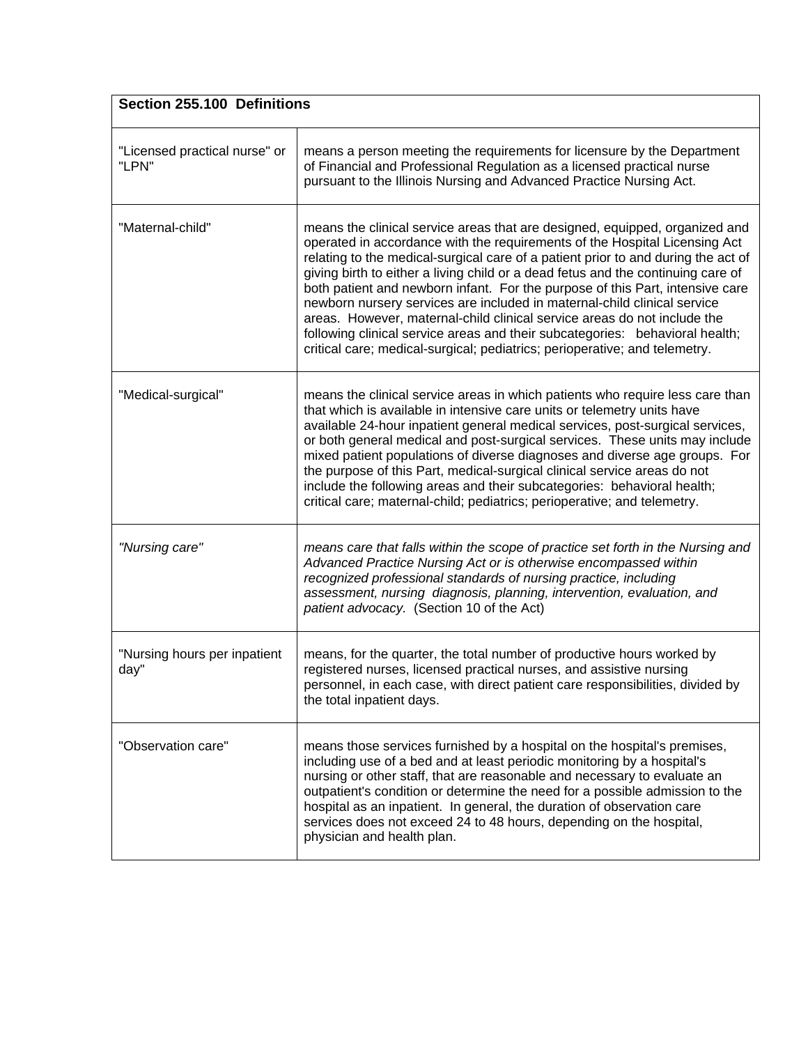| **Section 255.100 Definitions** | |
|---|---|
| "Licensed practical nurse" or "LPN" | means a person meeting the requirements for licensure by the Department of Financial and Professional Regulation as a licensed practical nurse pursuant to the Illinois Nursing and Advanced Practice Nursing Act. |
| "Maternal-child" | means the clinical service areas that are designed, equipped, organized and operated in accordance with the requirements of the Hospital Licensing Act relating to the medical-surgical care of a patient prior to and during the act of giving birth to either a living child or a dead fetus and the continuing care of both patient and newborn infant. For the purpose of this Part, intensive care newborn nursery services are included in maternal-child clinical service areas. However, maternal-child clinical service areas do not include the following clinical service areas and their subcategories: behavioral health; critical care; medical-surgical; pediatrics; perioperative; and telemetry. |
| "Medical-surgical" | means the clinical service areas in which patients who require less care than that which is available in intensive care units or telemetry units have available 24-hour inpatient general medical services, post-surgical services, or both general medical and post-surgical services. These units may include mixed patient populations of diverse diagnoses and diverse age groups. For the purpose of this Part, medical-surgical clinical service areas do not include the following areas and their subcategories: behavioral health; critical care; maternal-child; pediatrics; perioperative; and telemetry. |
| *"Nursing care"* | *means care that falls within the scope of practice set forth in the Nursing and Advanced Practice Nursing Act or is otherwise encompassed within recognized professional standards of nursing practice, including assessment, nursing diagnosis, planning, intervention, evaluation, and patient advocacy.* (Section 10 of the Act) |
| "Nursing hours per inpatient day" | means, for the quarter, the total number of productive hours worked by registered nurses, licensed practical nurses, and assistive nursing personnel, in each case, with direct patient care responsibilities, divided by the total inpatient days. |
| "Observation care" | means those services furnished by a hospital on the hospital's premises, including use of a bed and at least periodic monitoring by a hospital's nursing or other staff, that are reasonable and necessary to evaluate an outpatient's condition or determine the need for a possible admission to the hospital as an inpatient. In general, the duration of observation care services does not exceed 24 to 48 hours, depending on the hospital, physician and health plan. |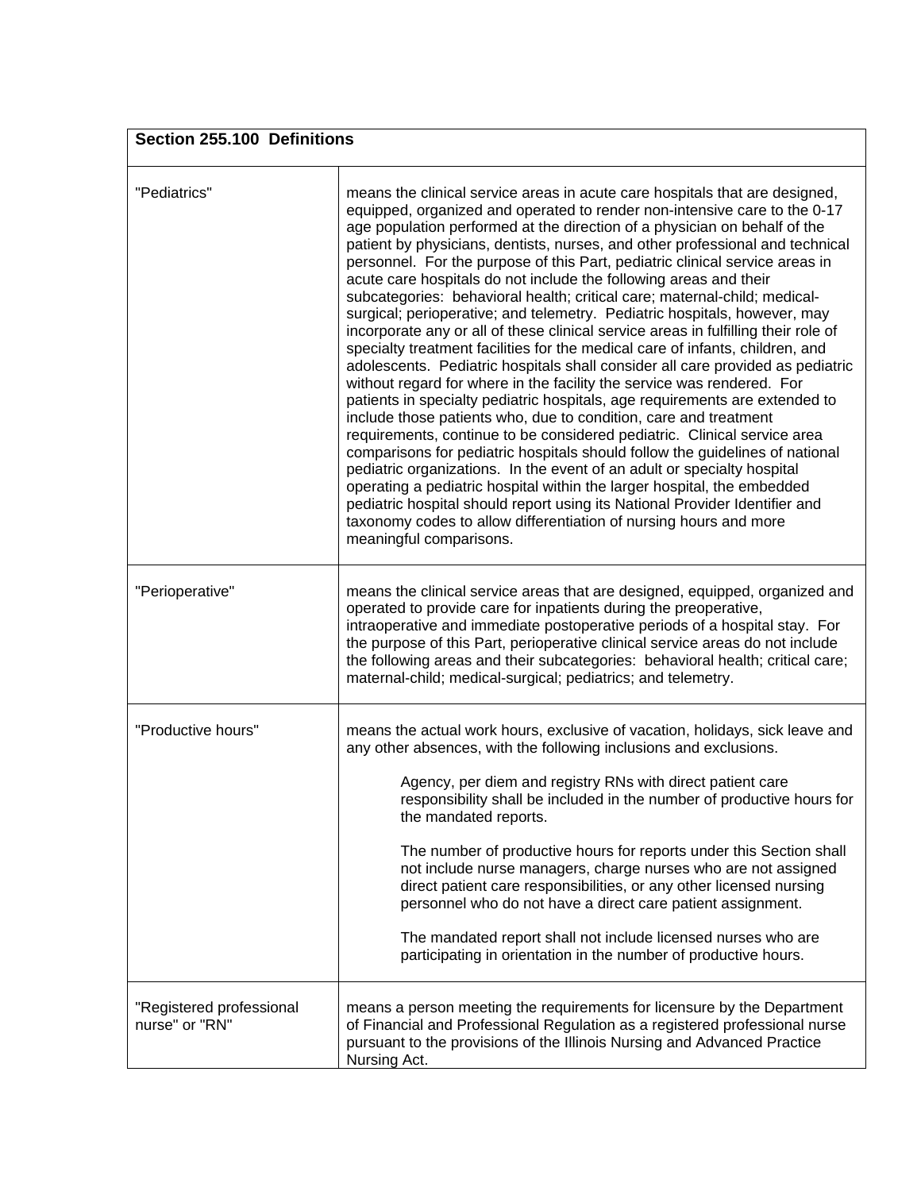| Section 255.100 Definitions | |
|---|---|
| "Pediatrics" | means the clinical service areas in acute care hospitals that are designed, equipped, organized and operated to render non-intensive care to the 0-17 age population performed at the direction of a physician on behalf of the patient by physicians, dentists, nurses, and other professional and technical personnel. For the purpose of this Part, pediatric clinical service areas in acute care hospitals do not include the following areas and their subcategories: behavioral health; critical care; maternal-child; medical-surgical; perioperative; and telemetry. Pediatric hospitals, however, may incorporate any or all of these clinical service areas in fulfilling their role of specialty treatment facilities for the medical care of infants, children, and adolescents. Pediatric hospitals shall consider all care provided as pediatric without regard for where in the facility the service was rendered. For patients in specialty pediatric hospitals, age requirements are extended to include those patients who, due to condition, care and treatment requirements, continue to be considered pediatric. Clinical service area comparisons for pediatric hospitals should follow the guidelines of national pediatric organizations. In the event of an adult or specialty hospital operating a pediatric hospital within the larger hospital, the embedded pediatric hospital should report using its National Provider Identifier and taxonomy codes to allow differentiation of nursing hours and more meaningful comparisons. |
| "Perioperative" | means the clinical service areas that are designed, equipped, organized and operated to provide care for inpatients during the preoperative, intraoperative and immediate postoperative periods of a hospital stay. For the purpose of this Part, perioperative clinical service areas do not include the following areas and their subcategories: behavioral health; critical care; maternal-child; medical-surgical; pediatrics; and telemetry. |
| "Productive hours" | means the actual work hours, exclusive of vacation, holidays, sick leave and any other absences, with the following inclusions and exclusions.<br><br>Agency, per diem and registry RNs with direct patient care responsibility shall be included in the number of productive hours for the mandated reports.<br><br>The number of productive hours for reports under this Section shall not include nurse managers, charge nurses who are not assigned direct patient care responsibilities, or any other licensed nursing personnel who do not have a direct care patient assignment.<br><br>The mandated report shall not include licensed nurses who are participating in orientation in the number of productive hours. |
| "Registered professional nurse" or "RN" | means a person meeting the requirements for licensure by the Department of Financial and Professional Regulation as a registered professional nurse pursuant to the provisions of the Illinois Nursing and Advanced Practice Nursing Act. |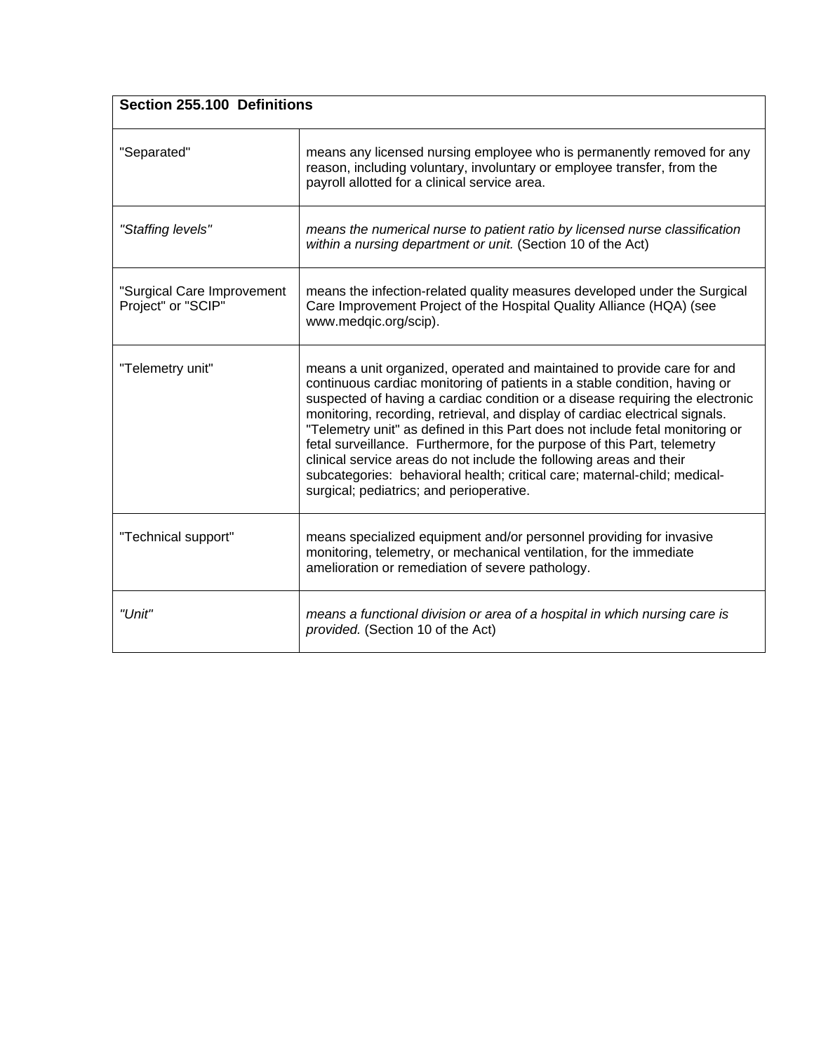| Section 255.100 Definitions | |
|---|---|
| "Separated" | means any licensed nursing employee who is permanently removed for any reason, including voluntary, involuntary or employee transfer, from the payroll allotted for a clinical service area. |
| *"Staffing levels"* | *means the numerical nurse to patient ratio by licensed nurse classification within a nursing department or unit.* (Section 10 of the Act) |
| "Surgical Care Improvement Project" or "SCIP" | means the infection-related quality measures developed under the Surgical Care Improvement Project of the Hospital Quality Alliance (HQA) (see www.medqic.org/scip). |
| "Telemetry unit" | means a unit organized, operated and maintained to provide care for and continuous cardiac monitoring of patients in a stable condition, having or suspected of having a cardiac condition or a disease requiring the electronic monitoring, recording, retrieval, and display of cardiac electrical signals. "Telemetry unit" as defined in this Part does not include fetal monitoring or fetal surveillance. Furthermore, for the purpose of this Part, telemetry clinical service areas do not include the following areas and their subcategories: behavioral health; critical care; maternal-child; medical-surgical; pediatrics; and perioperative. |
| "Technical support" | means specialized equipment and/or personnel providing for invasive monitoring, telemetry, or mechanical ventilation, for the immediate amelioration or remediation of severe pathology. |
| *"Unit"* | *means a functional division or area of a hospital in which nursing care is provided.* (Section 10 of the Act) |